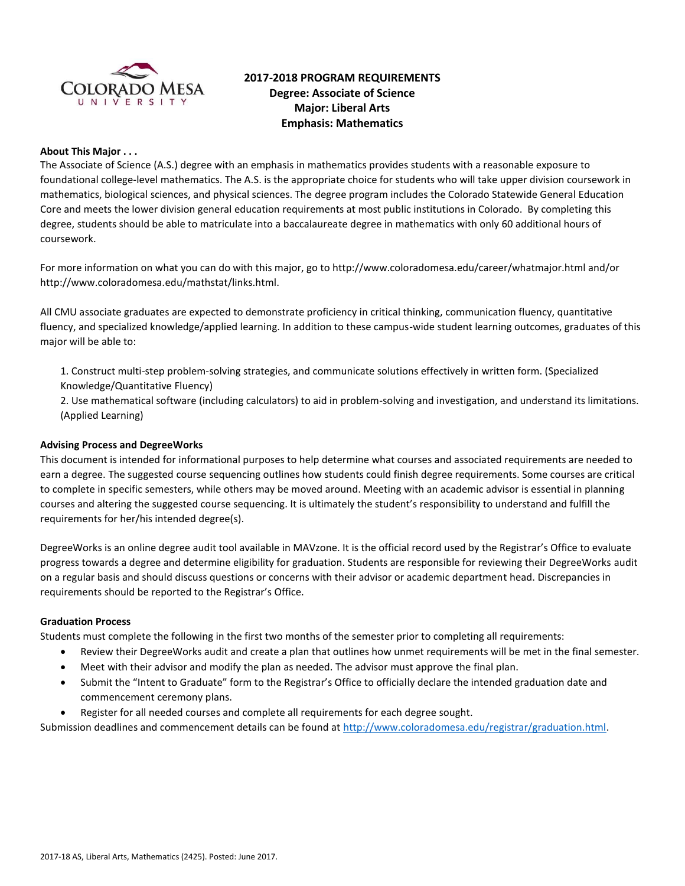# 2017-2018 PROGRAM REQUIREMENTS
## Degree: Associate of Science
## Major: Liberal Arts
## Emphasis: Mathematics

**About This Major . . .**

The Associate of Science (A.S.) degree with an emphasis in mathematics provides students with a reasonable exposure to foundational college-level mathematics. The A.S. is the appropriate choice for students who will take upper division coursework in mathematics, biological sciences, and physical sciences. The degree program includes the Colorado Statewide General Education Core and meets the lower division general education requirements at most public institutions in Colorado. By completing this degree, students should be able to matriculate into a baccalaureate degree in mathematics with only 60 additional hours of coursework.

For more information on what you can do with this major, go to http://www.coloradomesa.edu/career/whatmajor.html and/or http://www.coloradomesa.edu/mathstat/links.html.

All CMU associate graduates are expected to demonstrate proficiency in critical thinking, communication fluency, quantitative fluency, and specialized knowledge/applied learning. In addition to these campus-wide student learning outcomes, graduates of this major will be able to:

1. Construct multi-step problem-solving strategies, and communicate solutions effectively in written form. (Specialized Knowledge/Quantitative Fluency)
2. Use mathematical software (including calculators) to aid in problem-solving and investigation, and understand its limitations. (Applied Learning)

**Advising Process and DegreeWorks**

This document is intended for informational purposes to help determine what courses and associated requirements are needed to earn a degree. The suggested course sequencing outlines how students could finish degree requirements. Some courses are critical to complete in specific semesters, while others may be moved around. Meeting with an academic advisor is essential in planning courses and altering the suggested course sequencing. It is ultimately the student's responsibility to understand and fulfill the requirements for her/his intended degree(s).

DegreeWorks is an online degree audit tool available in MAVzone. It is the official record used by the Registrar's Office to evaluate progress towards a degree and determine eligibility for graduation. Students are responsible for reviewing their DegreeWorks audit on a regular basis and should discuss questions or concerns with their advisor or academic department head. Discrepancies in requirements should be reported to the Registrar's Office.

**Graduation Process**

Students must complete the following in the first two months of the semester prior to completing all requirements:

- Review their DegreeWorks audit and create a plan that outlines how unmet requirements will be met in the final semester.
- Meet with their advisor and modify the plan as needed. The advisor must approve the final plan.
- Submit the "Intent to Graduate" form to the Registrar's Office to officially declare the intended graduation date and commencement ceremony plans.
- Register for all needed courses and complete all requirements for each degree sought.

Submission deadlines and commencement details can be found at http://www.coloradomesa.edu/registrar/graduation.html.

2017-18 AS, Liberal Arts, Mathematics (2425). Posted: June 2017.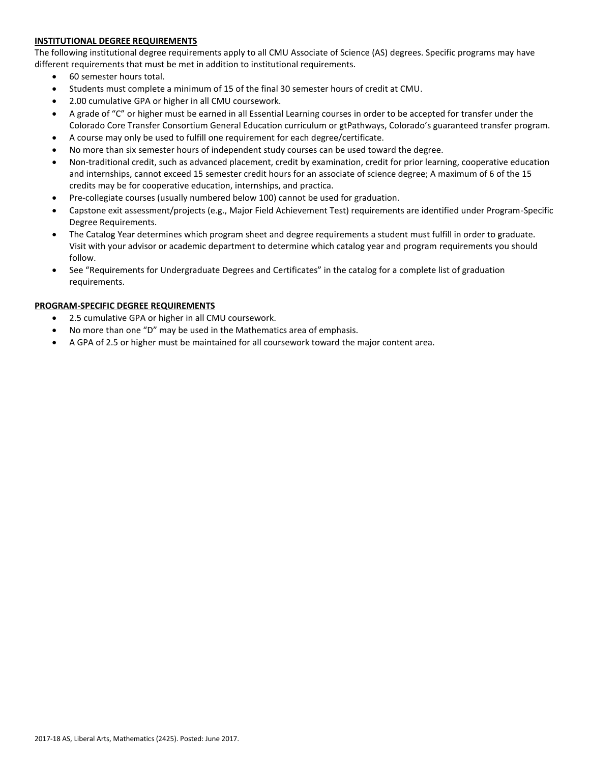## INSTITUTIONAL DEGREE REQUIREMENTS

The following institutional degree requirements apply to all CMU Associate of Science (AS) degrees. Specific programs may have different requirements that must be met in addition to institutional requirements.

- 60 semester hours total.
- Students must complete a minimum of 15 of the final 30 semester hours of credit at CMU.
- 2.00 cumulative GPA or higher in all CMU coursework.
- A grade of "C" or higher must be earned in all Essential Learning courses in order to be accepted for transfer under the Colorado Core Transfer Consortium General Education curriculum or gtPathways, Colorado's guaranteed transfer program.
- A course may only be used to fulfill one requirement for each degree/certificate.
- No more than six semester hours of independent study courses can be used toward the degree.
- Non-traditional credit, such as advanced placement, credit by examination, credit for prior learning, cooperative education and internships, cannot exceed 15 semester credit hours for an associate of science degree; A maximum of 6 of the 15 credits may be for cooperative education, internships, and practica.
- Pre-collegiate courses (usually numbered below 100) cannot be used for graduation.
- Capstone exit assessment/projects (e.g., Major Field Achievement Test) requirements are identified under Program-Specific Degree Requirements.
- The Catalog Year determines which program sheet and degree requirements a student must fulfill in order to graduate. Visit with your advisor or academic department to determine which catalog year and program requirements you should follow.
- See "Requirements for Undergraduate Degrees and Certificates" in the catalog for a complete list of graduation requirements.

## PROGRAM-SPECIFIC DEGREE REQUIREMENTS

- 2.5 cumulative GPA or higher in all CMU coursework.
- No more than one "D" may be used in the Mathematics area of emphasis.
- A GPA of 2.5 or higher must be maintained for all coursework toward the major content area.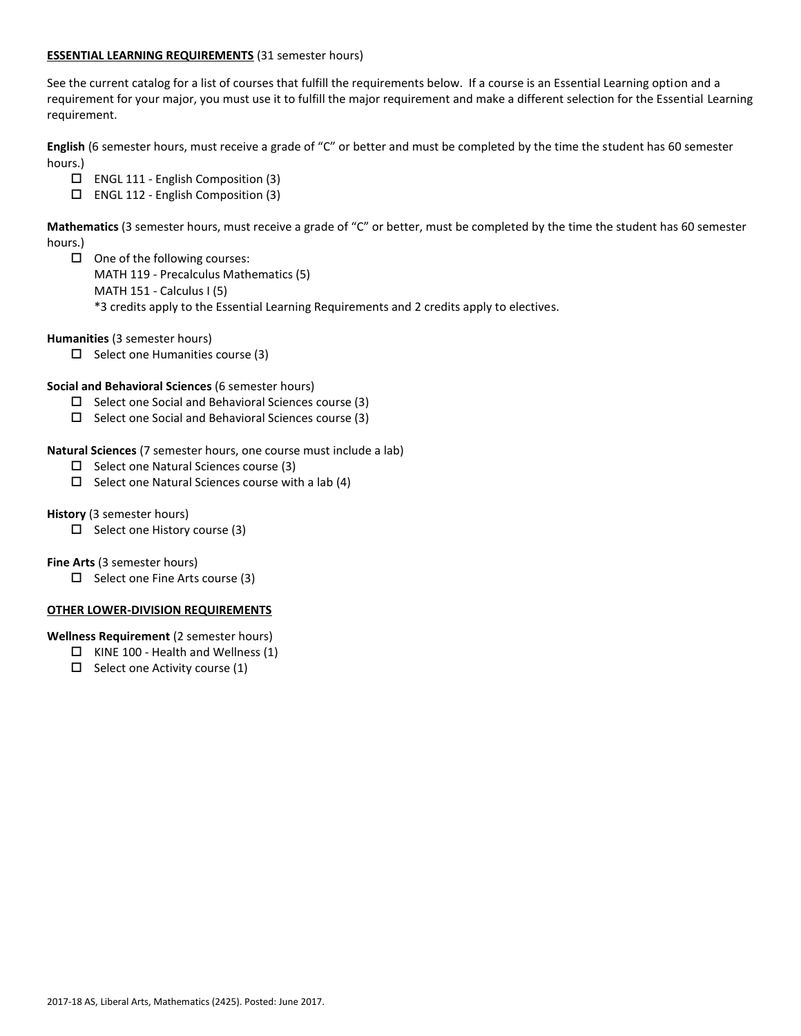## ESSENTIAL LEARNING REQUIREMENTS (31 semester hours)

See the current catalog for a list of courses that fulfill the requirements below. If a course is an Essential Learning option and a requirement for your major, you must use it to fulfill the major requirement and make a different selection for the Essential Learning requirement.

**English** (6 semester hours, must receive a grade of "C" or better and must be completed by the time the student has 60 semester hours.)

- ☐ ENGL 111 - English Composition (3)
- ☐ ENGL 112 - English Composition (3)

**Mathematics** (3 semester hours, must receive a grade of "C" or better, must be completed by the time the student has 60 semester hours.)

- ☐ One of the following courses:
  MATH 119 - Precalculus Mathematics (5)
  MATH 151 - Calculus I (5)
  *3 credits apply to the Essential Learning Requirements and 2 credits apply to electives.

**Humanities** (3 semester hours)

- ☐ Select one Humanities course (3)

**Social and Behavioral Sciences** (6 semester hours)

- ☐ Select one Social and Behavioral Sciences course (3)
- ☐ Select one Social and Behavioral Sciences course (3)

**Natural Sciences** (7 semester hours, one course must include a lab)

- ☐ Select one Natural Sciences course (3)
- ☐ Select one Natural Sciences course with a lab (4)

**History** (3 semester hours)

- ☐ Select one History course (3)

**Fine Arts** (3 semester hours)

- ☐ Select one Fine Arts course (3)

## OTHER LOWER-DIVISION REQUIREMENTS

**Wellness Requirement** (2 semester hours)

- ☐ KINE 100 - Health and Wellness (1)
- ☐ Select one Activity course (1)

2017-18 AS, Liberal Arts, Mathematics (2425). Posted: June 2017.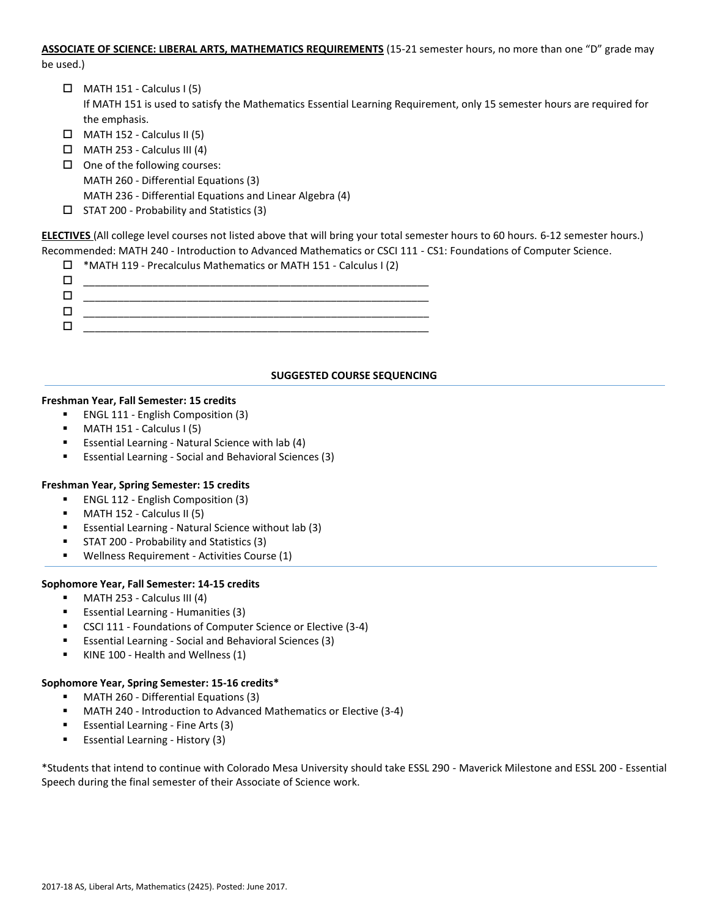**ASSOCIATE OF SCIENCE: LIBERAL ARTS, MATHEMATICS REQUIREMENTS** (15-21 semester hours, no more than one "D" grade may be used.)

- ☐ MATH 151 - Calculus I (5)
  If MATH 151 is used to satisfy the Mathematics Essential Learning Requirement, only 15 semester hours are required for the emphasis.
- ☐ MATH 152 - Calculus II (5)
- ☐ MATH 253 - Calculus III (4)
- ☐ One of the following courses:
  MATH 260 - Differential Equations (3)
  MATH 236 - Differential Equations and Linear Algebra (4)
- ☐ STAT 200 - Probability and Statistics (3)

**ELECTIVES** (All college level courses not listed above that will bring your total semester hours to 60 hours. 6-12 semester hours.)
Recommended: MATH 240 - Introduction to Advanced Mathematics or CSCI 111 - CS1: Foundations of Computer Science.

- ☐ *MATH 119 - Precalculus Mathematics or MATH 151 - Calculus I (2)
- ☐ ____________________________________________
- ☐ ____________________________________________
- ☐ ____________________________________________
- ☐ ____________________________________________

## SUGGESTED COURSE SEQUENCING

**Freshman Year, Fall Semester: 15 credits**

- ENGL 111 - English Composition (3)
- MATH 151 - Calculus I (5)
- Essential Learning - Natural Science with lab (4)
- Essential Learning - Social and Behavioral Sciences (3)

**Freshman Year, Spring Semester: 15 credits**

- ENGL 112 - English Composition (3)
- MATH 152 - Calculus II (5)
- Essential Learning - Natural Science without lab (3)
- STAT 200 - Probability and Statistics (3)
- Wellness Requirement - Activities Course (1)

**Sophomore Year, Fall Semester: 14-15 credits**

- MATH 253 - Calculus III (4)
- Essential Learning - Humanities (3)
- CSCI 111 - Foundations of Computer Science or Elective (3-4)
- Essential Learning - Social and Behavioral Sciences (3)
- KINE 100 - Health and Wellness (1)

**Sophomore Year, Spring Semester: 15-16 credits***

- MATH 260 - Differential Equations (3)
- MATH 240 - Introduction to Advanced Mathematics or Elective (3-4)
- Essential Learning - Fine Arts (3)
- Essential Learning - History (3)

*Students that intend to continue with Colorado Mesa University should take ESSL 290 - Maverick Milestone and ESSL 200 - Essential Speech during the final semester of their Associate of Science work.